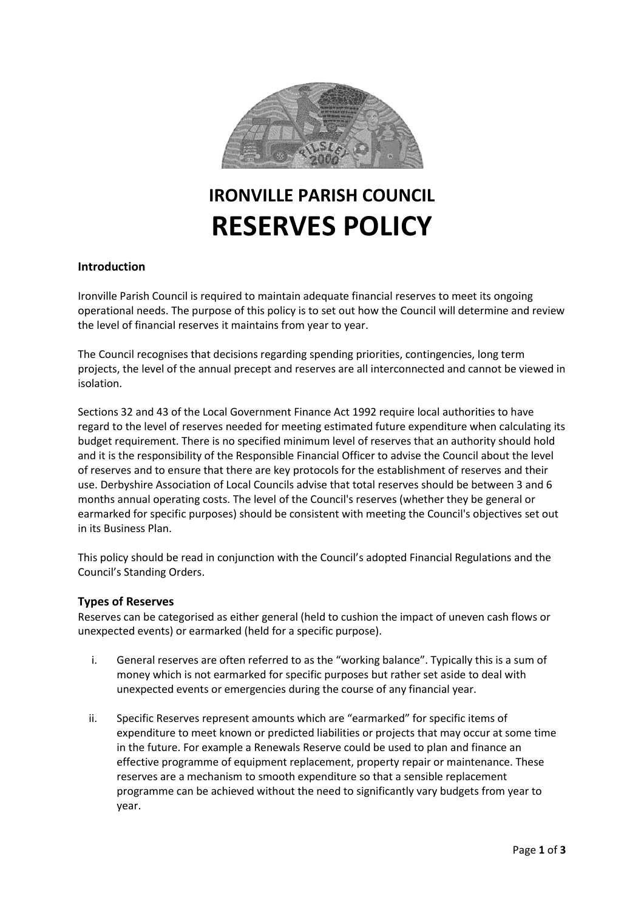# IRONVILLE PARISH COUNCIL
# RESERVES POLICY

### Introduction

Ironville Parish Council is required to maintain adequate financial reserves to meet its ongoing operational needs. The purpose of this policy is to set out how the Council will determine and review the level of financial reserves it maintains from year to year.

The Council recognises that decisions regarding spending priorities, contingencies, long term projects, the level of the annual precept and reserves are all interconnected and cannot be viewed in isolation.

Sections 32 and 43 of the Local Government Finance Act 1992 require local authorities to have regard to the level of reserves needed for meeting estimated future expenditure when calculating its budget requirement. There is no specified minimum level of reserves that an authority should hold and it is the responsibility of the Responsible Financial Officer to advise the Council about the level of reserves and to ensure that there are key protocols for the establishment of reserves and their use. Derbyshire Association of Local Councils advise that total reserves should be between 3 and 6 months annual operating costs. The level of the Council's reserves (whether they be general or earmarked for specific purposes) should be consistent with meeting the Council's objectives set out in its Business Plan.

This policy should be read in conjunction with the Council's adopted Financial Regulations and the Council's Standing Orders.

## Types of Reserves

Reserves can be categorised as either general (held to cushion the impact of uneven cash flows or unexpected events) or earmarked (held for a specific purpose).

i. General reserves are often referred to as the "working balance". Typically this is a sum of money which is not earmarked for specific purposes but rather set aside to deal with unexpected events or emergencies during the course of any financial year.

ii. Specific Reserves represent amounts which are "earmarked" for specific items of expenditure to meet known or predicted liabilities or projects that may occur at some time in the future. For example a Renewals Reserve could be used to plan and finance an effective programme of equipment replacement, property repair or maintenance. These reserves are a mechanism to smooth expenditure so that a sensible replacement programme can be achieved without the need to significantly vary budgets from year to year.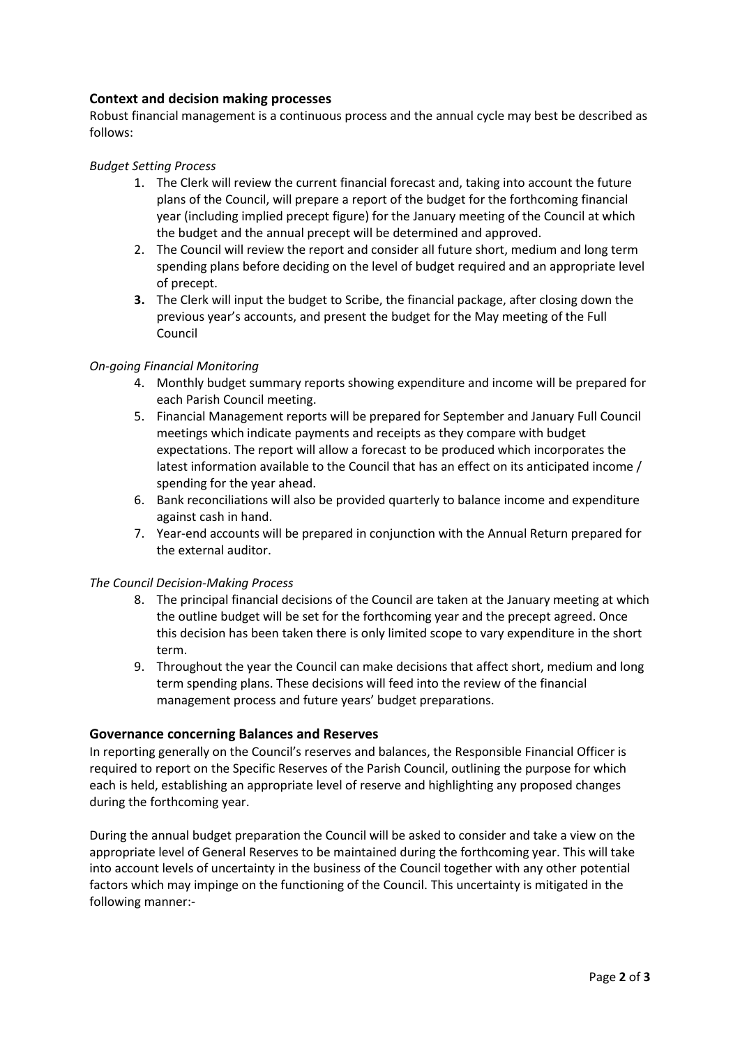## Context and decision making processes

Robust financial management is a continuous process and the annual cycle may best be described as follows:

*Budget Setting Process*

1. The Clerk will review the current financial forecast and, taking into account the future plans of the Council, will prepare a report of the budget for the forthcoming financial year (including implied precept figure) for the January meeting of the Council at which the budget and the annual precept will be determined and approved.
2. The Council will review the report and consider all future short, medium and long term spending plans before deciding on the level of budget required and an appropriate level of precept.
3. The Clerk will input the budget to Scribe, the financial package, after closing down the previous year's accounts, and present the budget for the May meeting of the Full Council

*On-going Financial Monitoring*

4. Monthly budget summary reports showing expenditure and income will be prepared for each Parish Council meeting.
5. Financial Management reports will be prepared for September and January Full Council meetings which indicate payments and receipts as they compare with budget expectations. The report will allow a forecast to be produced which incorporates the latest information available to the Council that has an effect on its anticipated income / spending for the year ahead.
6. Bank reconciliations will also be provided quarterly to balance income and expenditure against cash in hand.
7. Year-end accounts will be prepared in conjunction with the Annual Return prepared for the external auditor.

*The Council Decision-Making Process*

8. The principal financial decisions of the Council are taken at the January meeting at which the outline budget will be set for the forthcoming year and the precept agreed. Once this decision has been taken there is only limited scope to vary expenditure in the short term.
9. Throughout the year the Council can make decisions that affect short, medium and long term spending plans. These decisions will feed into the review of the financial management process and future years' budget preparations.

## Governance concerning Balances and Reserves

In reporting generally on the Council's reserves and balances, the Responsible Financial Officer is required to report on the Specific Reserves of the Parish Council, outlining the purpose for which each is held, establishing an appropriate level of reserve and highlighting any proposed changes during the forthcoming year.

During the annual budget preparation the Council will be asked to consider and take a view on the appropriate level of General Reserves to be maintained during the forthcoming year. This will take into account levels of uncertainty in the business of the Council together with any other potential factors which may impinge on the functioning of the Council. This uncertainty is mitigated in the following manner:-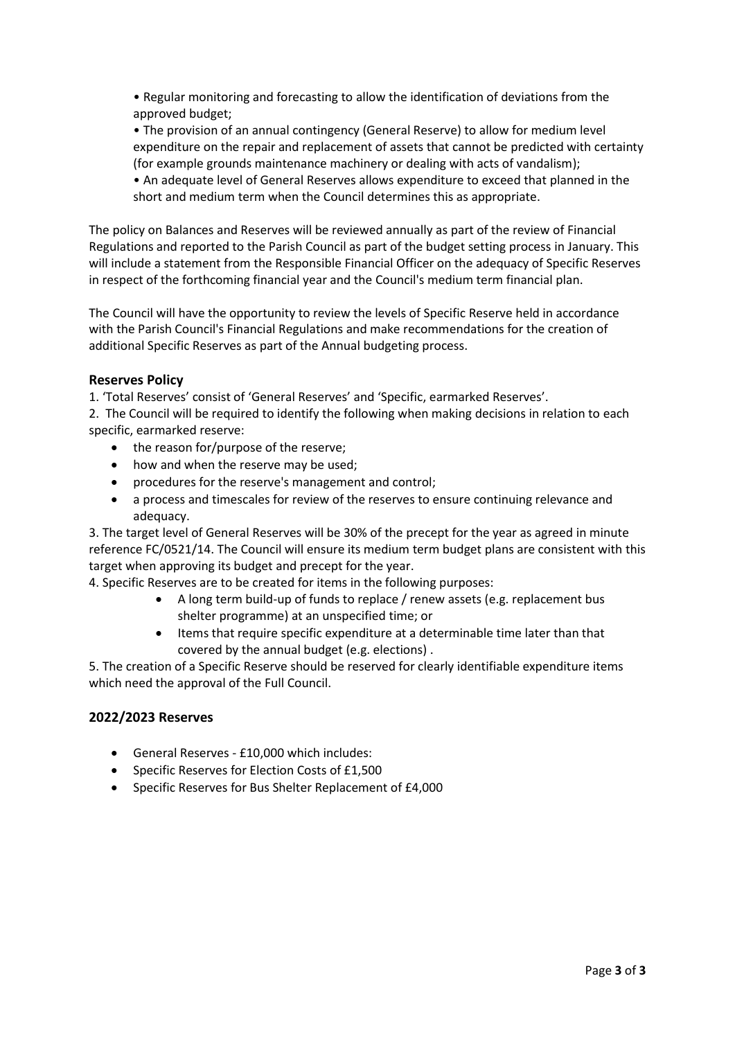- Regular monitoring and forecasting to allow the identification of deviations from the approved budget;
- The provision of an annual contingency (General Reserve) to allow for medium level expenditure on the repair and replacement of assets that cannot be predicted with certainty (for example grounds maintenance machinery or dealing with acts of vandalism);
- An adequate level of General Reserves allows expenditure to exceed that planned in the short and medium term when the Council determines this as appropriate.

The policy on Balances and Reserves will be reviewed annually as part of the review of Financial Regulations and reported to the Parish Council as part of the budget setting process in January. This will include a statement from the Responsible Financial Officer on the adequacy of Specific Reserves in respect of the forthcoming financial year and the Council's medium term financial plan.

The Council will have the opportunity to review the levels of Specific Reserve held in accordance with the Parish Council's Financial Regulations and make recommendations for the creation of additional Specific Reserves as part of the Annual budgeting process.

## Reserves Policy

1. 'Total Reserves' consist of 'General Reserves' and 'Specific, earmarked Reserves'.
2. The Council will be required to identify the following when making decisions in relation to each specific, earmarked reserve:
   - the reason for/purpose of the reserve;
   - how and when the reserve may be used;
   - procedures for the reserve's management and control;
   - a process and timescales for review of the reserves to ensure continuing relevance and adequacy.
3. The target level of General Reserves will be 30% of the precept for the year as agreed in minute reference FC/0521/14. The Council will ensure its medium term budget plans are consistent with this target when approving its budget and precept for the year.
4. Specific Reserves are to be created for items in the following purposes:
   - A long term build-up of funds to replace / renew assets (e.g. replacement bus shelter programme) at an unspecified time; or
   - Items that require specific expenditure at a determinable time later than that covered by the annual budget (e.g. elections) .
5. The creation of a Specific Reserve should be reserved for clearly identifiable expenditure items which need the approval of the Full Council.

## 2022/2023 Reserves

- General Reserves - £10,000 which includes:
- Specific Reserves for Election Costs of £1,500
- Specific Reserves for Bus Shelter Replacement of £4,000